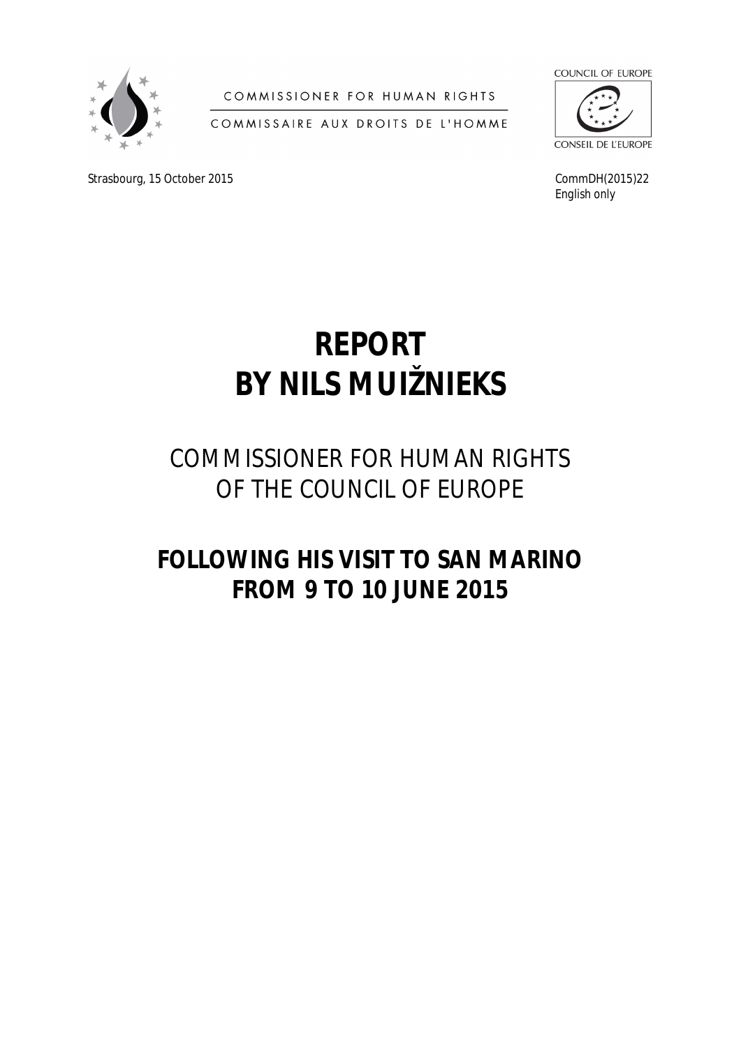COMMISSIONER FOR HUMAN RIGHTS

COMMISSAIRE AUX DROITS DE L'HOMME

COUNCIL OF EUROPE

CONSEIL DE L'EUROPE

Strasbourg, 15 October 2015

CommDH(2015)22
English only

# REPORT BY NILS MUIŽNIEKS

## COMMISSIONER FOR HUMAN RIGHTS OF THE COUNCIL OF EUROPE

## FOLLOWING HIS VISIT TO SAN MARINO FROM 9 TO 10 JUNE 2015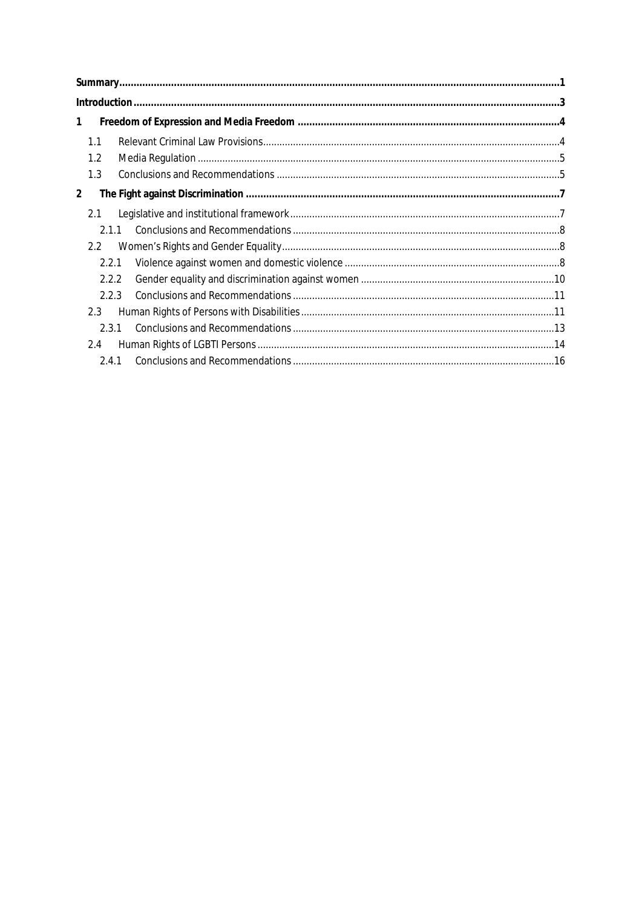| | | |
|---|---|---|
| **Summary** | | **1** |
| **Introduction** | | **3** |
| **1** | **Freedom of Expression and Media Freedom** | **4** |
| 1.1 | Relevant Criminal Law Provisions | 4 |
| 1.2 | Media Regulation | 5 |
| 1.3 | Conclusions and Recommendations | 5 |
| **2** | **The Fight against Discrimination** | **7** |
| 2.1 | Legislative and institutional framework | 7 |
| 2.1.1 | Conclusions and Recommendations | 8 |
| 2.2 | Women's Rights and Gender Equality | 8 |
| 2.2.1 | Violence against women and domestic violence | 8 |
| 2.2.2 | Gender equality and discrimination against women | 10 |
| 2.2.3 | Conclusions and Recommendations | 11 |
| 2.3 | Human Rights of Persons with Disabilities | 11 |
| 2.3.1 | Conclusions and Recommendations | 13 |
| 2.4 | Human Rights of LGBTI Persons | 14 |
| 2.4.1 | Conclusions and Recommendations | 16 |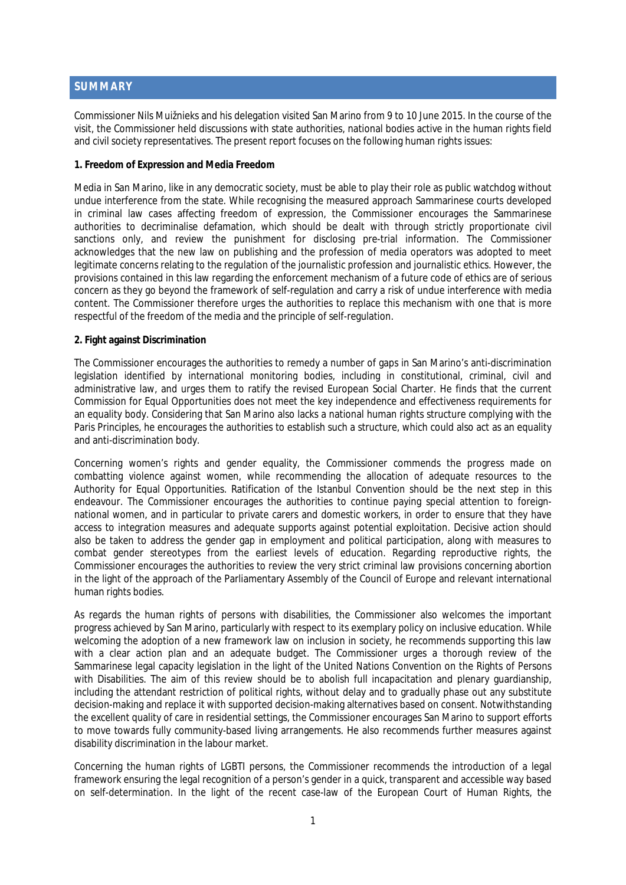## SUMMARY

Commissioner Nils Muižnieks and his delegation visited San Marino from 9 to 10 June 2015. In the course of the visit, the Commissioner held discussions with state authorities, national bodies active in the human rights field and civil society representatives. The present report focuses on the following human rights issues:

**1. Freedom of Expression and Media Freedom**

Media in San Marino, like in any democratic society, must be able to play their role as public watchdog without undue interference from the state. While recognising the measured approach Sammarinese courts developed in criminal law cases affecting freedom of expression, the Commissioner encourages the Sammarinese authorities to decriminalise defamation, which should be dealt with through strictly proportionate civil sanctions only, and review the punishment for disclosing pre-trial information. The Commissioner acknowledges that the new law on publishing and the profession of media operators was adopted to meet legitimate concerns relating to the regulation of the journalistic profession and journalistic ethics. However, the provisions contained in this law regarding the enforcement mechanism of a future code of ethics are of serious concern as they go beyond the framework of self-regulation and carry a risk of undue interference with media content. The Commissioner therefore urges the authorities to replace this mechanism with one that is more respectful of the freedom of the media and the principle of self-regulation.

**2. Fight against Discrimination**

The Commissioner encourages the authorities to remedy a number of gaps in San Marino's anti-discrimination legislation identified by international monitoring bodies, including in constitutional, criminal, civil and administrative law, and urges them to ratify the revised European Social Charter. He finds that the current Commission for Equal Opportunities does not meet the key independence and effectiveness requirements for an equality body. Considering that San Marino also lacks a national human rights structure complying with the Paris Principles, he encourages the authorities to establish such a structure, which could also act as an equality and anti-discrimination body.

Concerning women's rights and gender equality, the Commissioner commends the progress made on combatting violence against women, while recommending the allocation of adequate resources to the Authority for Equal Opportunities. Ratification of the Istanbul Convention should be the next step in this endeavour. The Commissioner encourages the authorities to continue paying special attention to foreign-national women, and in particular to private carers and domestic workers, in order to ensure that they have access to integration measures and adequate supports against potential exploitation. Decisive action should also be taken to address the gender gap in employment and political participation, along with measures to combat gender stereotypes from the earliest levels of education. Regarding reproductive rights, the Commissioner encourages the authorities to review the very strict criminal law provisions concerning abortion in the light of the approach of the Parliamentary Assembly of the Council of Europe and relevant international human rights bodies.

As regards the human rights of persons with disabilities, the Commissioner also welcomes the important progress achieved by San Marino, particularly with respect to its exemplary policy on inclusive education. While welcoming the adoption of a new framework law on inclusion in society, he recommends supporting this law with a clear action plan and an adequate budget. The Commissioner urges a thorough review of the Sammarinese legal capacity legislation in the light of the United Nations Convention on the Rights of Persons with Disabilities. The aim of this review should be to abolish full incapacitation and plenary guardianship, including the attendant restriction of political rights, without delay and to gradually phase out any substitute decision-making and replace it with supported decision-making alternatives based on consent. Notwithstanding the excellent quality of care in residential settings, the Commissioner encourages San Marino to support efforts to move towards fully community-based living arrangements. He also recommends further measures against disability discrimination in the labour market.

Concerning the human rights of LGBTI persons, the Commissioner recommends the introduction of a legal framework ensuring the legal recognition of a person's gender in a quick, transparent and accessible way based on self-determination. In the light of the recent case-law of the European Court of Human Rights, the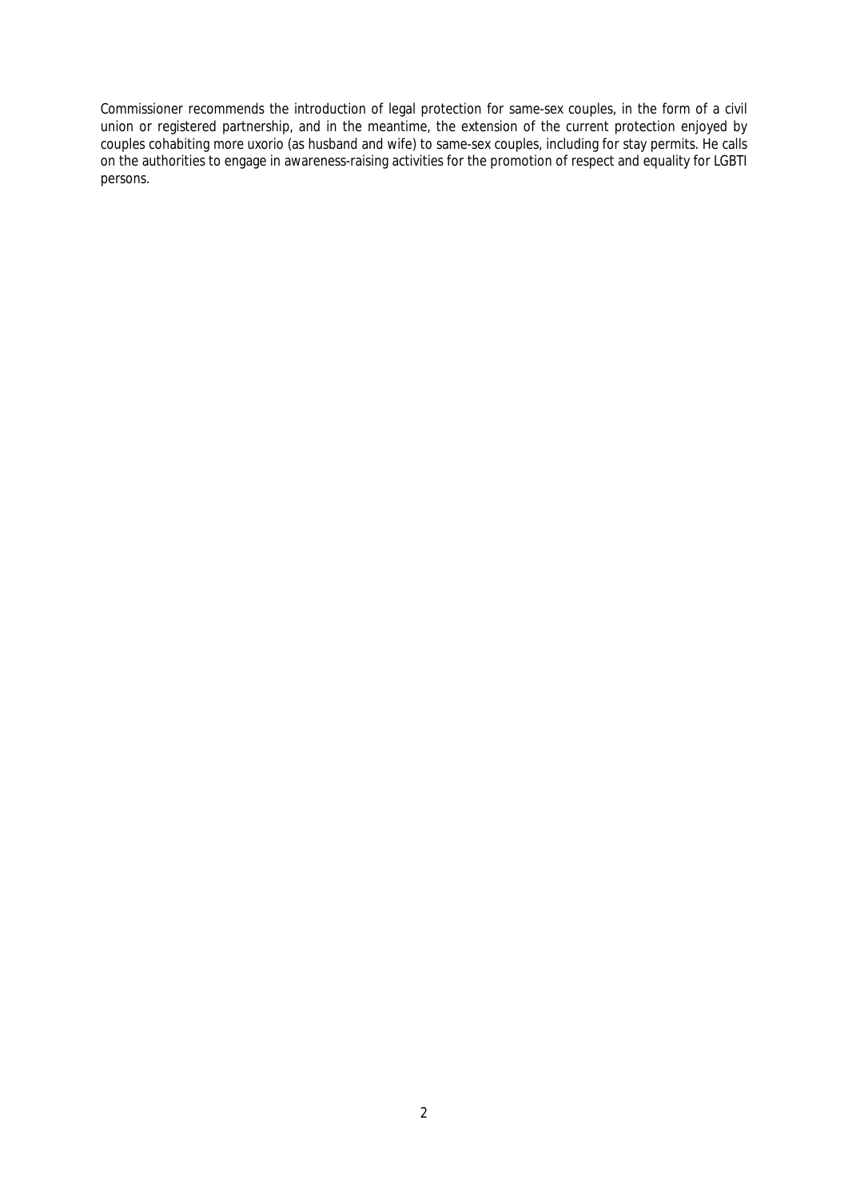Commissioner recommends the introduction of legal protection for same-sex couples, in the form of a civil union or registered partnership, and in the meantime, the extension of the current protection enjoyed by couples cohabiting more uxorio (as husband and wife) to same-sex couples, including for stay permits. He calls on the authorities to engage in awareness-raising activities for the promotion of respect and equality for LGBTI persons.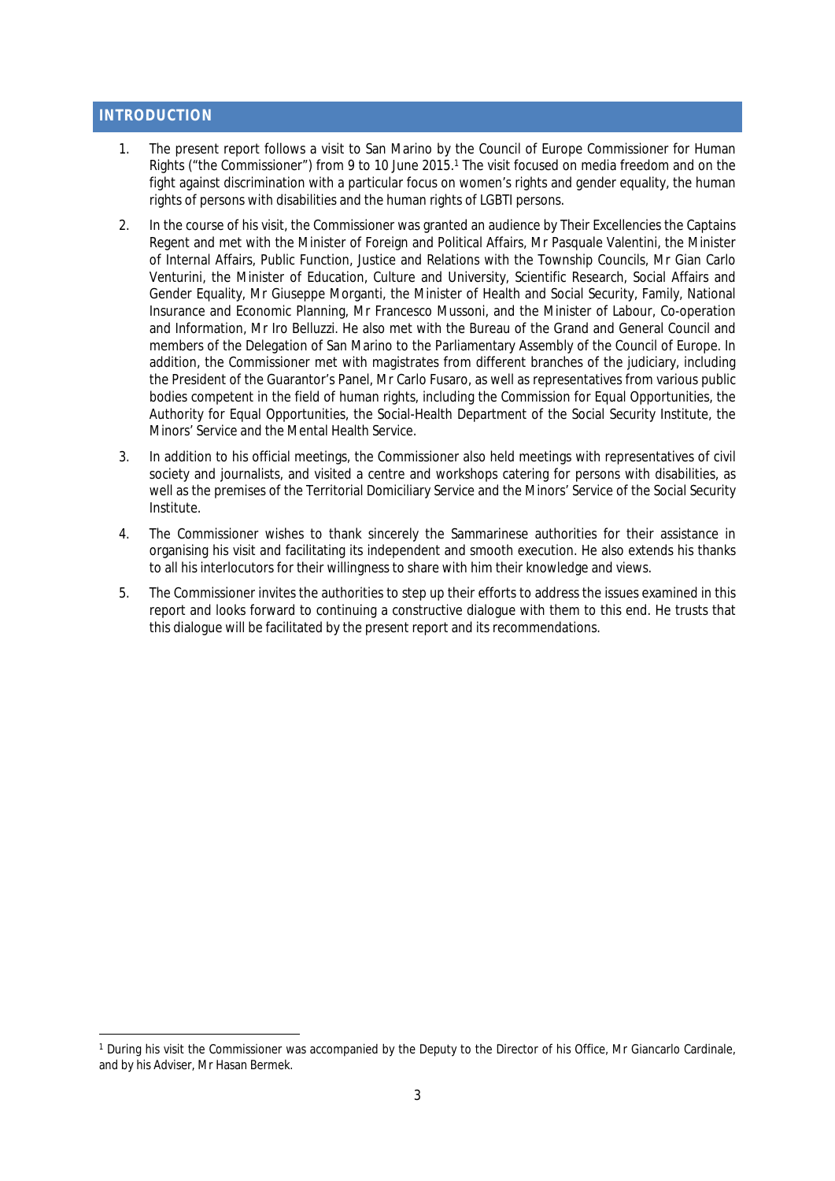## INTRODUCTION

1. The present report follows a visit to San Marino by the Council of Europe Commissioner for Human Rights ("the Commissioner") from 9 to 10 June 2015.[1] The visit focused on media freedom and on the fight against discrimination with a particular focus on women's rights and gender equality, the human rights of persons with disabilities and the human rights of LGBTI persons.

2. In the course of his visit, the Commissioner was granted an audience by Their Excellencies the Captains Regent and met with the Minister of Foreign and Political Affairs, Mr Pasquale Valentini, the Minister of Internal Affairs, Public Function, Justice and Relations with the Township Councils, Mr Gian Carlo Venturini, the Minister of Education, Culture and University, Scientific Research, Social Affairs and Gender Equality, Mr Giuseppe Morganti, the Minister of Health and Social Security, Family, National Insurance and Economic Planning, Mr Francesco Mussoni, and the Minister of Labour, Co-operation and Information, Mr Iro Belluzzi. He also met with the Bureau of the Grand and General Council and members of the Delegation of San Marino to the Parliamentary Assembly of the Council of Europe. In addition, the Commissioner met with magistrates from different branches of the judiciary, including the President of the Guarantor's Panel, Mr Carlo Fusaro, as well as representatives from various public bodies competent in the field of human rights, including the Commission for Equal Opportunities, the Authority for Equal Opportunities, the Social-Health Department of the Social Security Institute, the Minors' Service and the Mental Health Service.

3. In addition to his official meetings, the Commissioner also held meetings with representatives of civil society and journalists, and visited a centre and workshops catering for persons with disabilities, as well as the premises of the Territorial Domiciliary Service and the Minors' Service of the Social Security Institute.

4. The Commissioner wishes to thank sincerely the Sammarinese authorities for their assistance in organising his visit and facilitating its independent and smooth execution. He also extends his thanks to all his interlocutors for their willingness to share with him their knowledge and views.

5. The Commissioner invites the authorities to step up their efforts to address the issues examined in this report and looks forward to continuing a constructive dialogue with them to this end. He trusts that this dialogue will be facilitated by the present report and its recommendations.

---

[1] During his visit the Commissioner was accompanied by the Deputy to the Director of his Office, Mr Giancarlo Cardinale, and by his Adviser, Mr Hasan Bermek.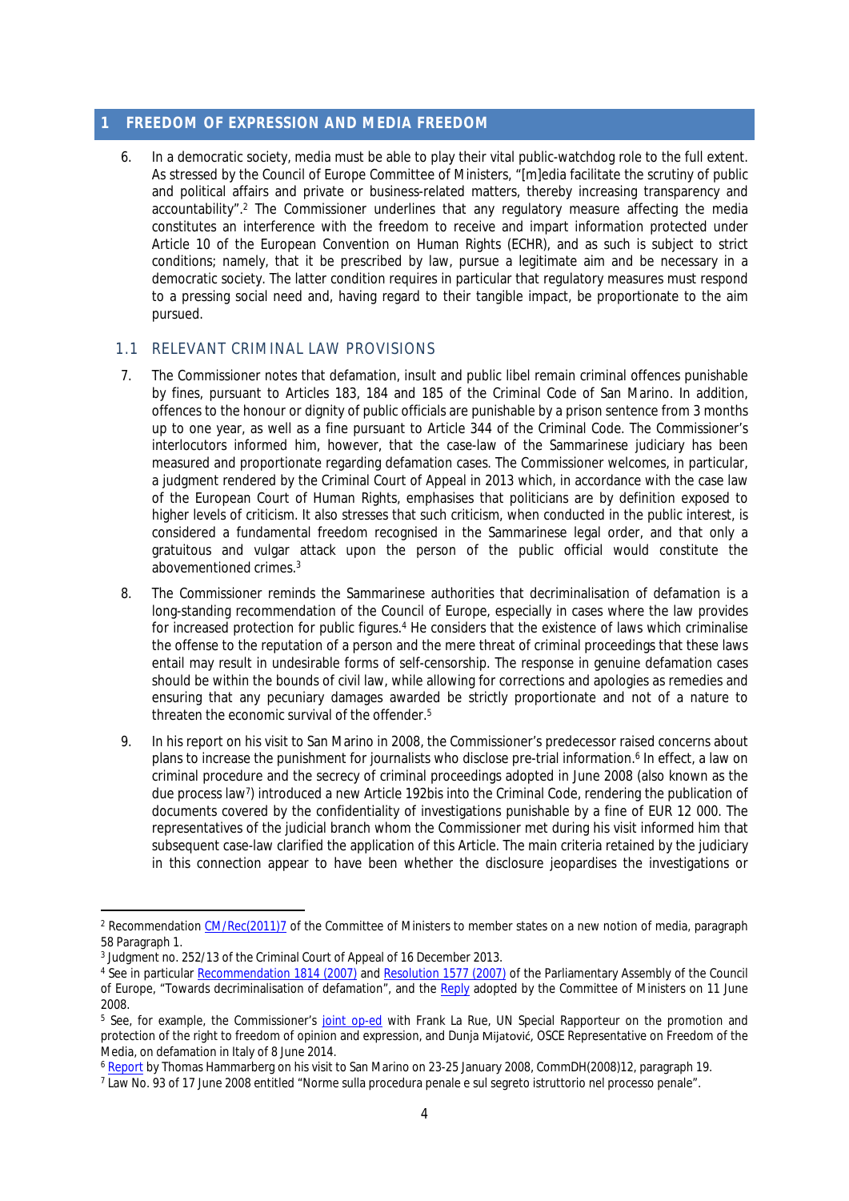## 1 FREEDOM OF EXPRESSION AND MEDIA FREEDOM

6. In a democratic society, media must be able to play their vital public-watchdog role to the full extent. As stressed by the Council of Europe Committee of Ministers, "[m]edia facilitate the scrutiny of public and political affairs and private or business-related matters, thereby increasing transparency and accountability".[2] The Commissioner underlines that any regulatory measure affecting the media constitutes an interference with the freedom to receive and impart information protected under Article 10 of the European Convention on Human Rights (ECHR), and as such is subject to strict conditions; namely, that it be prescribed by law, pursue a legitimate aim and be necessary in a democratic society. The latter condition requires in particular that regulatory measures must respond to a pressing social need and, having regard to their tangible impact, be proportionate to the aim pursued.

### 1.1 RELEVANT CRIMINAL LAW PROVISIONS

7. The Commissioner notes that defamation, insult and public libel remain criminal offences punishable by fines, pursuant to Articles 183, 184 and 185 of the Criminal Code of San Marino. In addition, offences to the honour or dignity of public officials are punishable by a prison sentence from 3 months up to one year, as well as a fine pursuant to Article 344 of the Criminal Code. The Commissioner's interlocutors informed him, however, that the case-law of the Sammarinese judiciary has been measured and proportionate regarding defamation cases. The Commissioner welcomes, in particular, a judgment rendered by the Criminal Court of Appeal in 2013 which, in accordance with the case law of the European Court of Human Rights, emphasises that politicians are by definition exposed to higher levels of criticism. It also stresses that such criticism, when conducted in the public interest, is considered a fundamental freedom recognised in the Sammarinese legal order, and that only a gratuitous and vulgar attack upon the person of the public official would constitute the abovementioned crimes.[3]

8. The Commissioner reminds the Sammarinese authorities that decriminalisation of defamation is a long-standing recommendation of the Council of Europe, especially in cases where the law provides for increased protection for public figures.[4] He considers that the existence of laws which criminalise the offense to the reputation of a person and the mere threat of criminal proceedings that these laws entail may result in undesirable forms of self-censorship. The response in genuine defamation cases should be within the bounds of civil law, while allowing for corrections and apologies as remedies and ensuring that any pecuniary damages awarded be strictly proportionate and not of a nature to threaten the economic survival of the offender.[5]

9. In his report on his visit to San Marino in 2008, the Commissioner's predecessor raised concerns about plans to increase the punishment for journalists who disclose pre-trial information.[6] In effect, a law on criminal procedure and the secrecy of criminal proceedings adopted in June 2008 (also known as the due process law[7]) introduced a new Article 192bis into the Criminal Code, rendering the publication of documents covered by the confidentiality of investigations punishable by a fine of EUR 12 000. The representatives of the judicial branch whom the Commissioner met during his visit informed him that subsequent case-law clarified the application of this Article. The main criteria retained by the judiciary in this connection appear to have been whether the disclosure jeopardises the investigations or

---

[2] Recommendation CM/Rec(2011)7 of the Committee of Ministers to member states on a new notion of media, paragraph 58 Paragraph 1.

[3] Judgment no. 252/13 of the Criminal Court of Appeal of 16 December 2013.

[4] See in particular Recommendation 1814 (2007) and Resolution 1577 (2007) of the Parliamentary Assembly of the Council of Europe, "Towards decriminalisation of defamation", and the Reply adopted by the Committee of Ministers on 11 June 2008.

[5] See, for example, the Commissioner's joint op-ed with Frank La Rue, UN Special Rapporteur on the promotion and protection of the right to freedom of opinion and expression, and Dunja Mijatović, OSCE Representative on Freedom of the Media, on defamation in Italy of 8 June 2014.

[6] Report by Thomas Hammarberg on his visit to San Marino on 23-25 January 2008, CommDH(2008)12, paragraph 19.

[7] Law No. 93 of 17 June 2008 entitled "Norme sulla procedura penale e sul segreto istruttorio nel processo penale".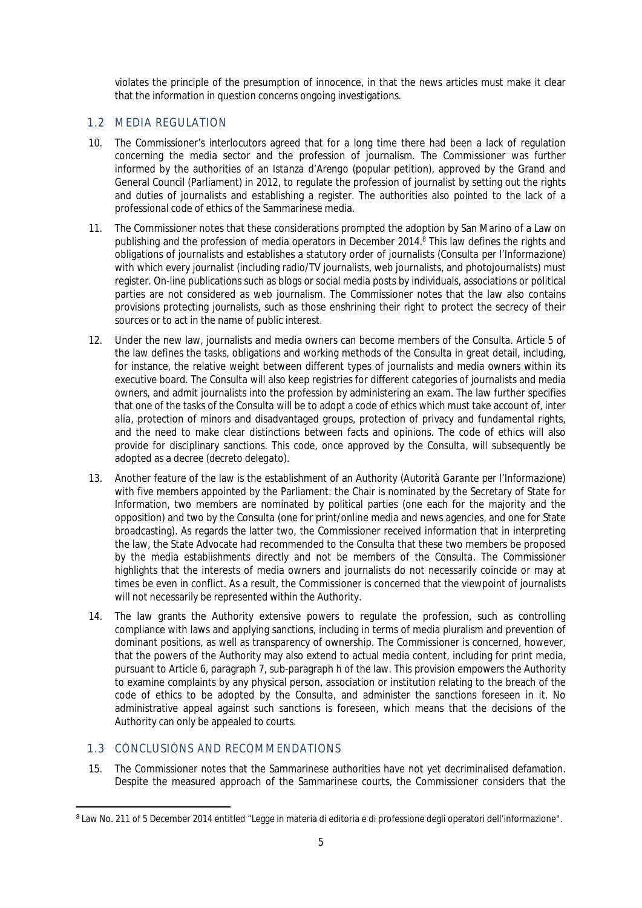violates the principle of the presumption of innocence, in that the news articles must make it clear that the information in question concerns ongoing investigations.

## 1.2 MEDIA REGULATION

10. The Commissioner's interlocutors agreed that for a long time there had been a lack of regulation concerning the media sector and the profession of journalism. The Commissioner was further informed by the authorities of an *Istanza d'Arengo* (popular petition), approved by the Grand and General Council (Parliament) in 2012, to regulate the profession of journalist by setting out the rights and duties of journalists and establishing a register. The authorities also pointed to the lack of a professional code of ethics of the Sammarinese media.

11. The Commissioner notes that these considerations prompted the adoption by San Marino of a Law on publishing and the profession of media operators in December 2014.[8] This law defines the rights and obligations of journalists and establishes a statutory order of journalists (*Consulta per l'Informazione*) with which every journalist (including radio/TV journalists, web journalists, and photojournalists) must register. On-line publications such as blogs or social media posts by individuals, associations or political parties are not considered as web journalism. The Commissioner notes that the law also contains provisions protecting journalists, such as those enshrining their right to protect the secrecy of their sources or to act in the name of public interest.

12. Under the new law, journalists and media owners can become members of the *Consulta*. Article 5 of the law defines the tasks, obligations and working methods of the *Consulta* in great detail, including, for instance, the relative weight between different types of journalists and media owners within its executive board. The *Consulta* will also keep registries for different categories of journalists and media owners, and admit journalists into the profession by administering an exam. The law further specifies that one of the tasks of the *Consulta* will be to adopt a code of ethics which must take account of, *inter alia*, protection of minors and disadvantaged groups, protection of privacy and fundamental rights, and the need to make clear distinctions between facts and opinions. The code of ethics will also provide for disciplinary sanctions. This code, once approved by the *Consulta*, will subsequently be adopted as a decree (*decreto delegato*).

13. Another feature of the law is the establishment of an Authority (*Autorità Garante per l'Informazione*) with five members appointed by the Parliament: the Chair is nominated by the Secretary of State for Information, two members are nominated by political parties (one each for the majority and the opposition) and two by the *Consulta* (one for print/online media and news agencies, and one for State broadcasting). As regards the latter two, the Commissioner received information that in interpreting the law, the State Advocate had recommended to the *Consulta* that these two members be proposed by the media establishments directly and not be members of the *Consulta*. The Commissioner highlights that the interests of media owners and journalists do not necessarily coincide or may at times be even in conflict. As a result, the Commissioner is concerned that the viewpoint of journalists will not necessarily be represented within the Authority.

14. The law grants the Authority extensive powers to regulate the profession, such as controlling compliance with laws and applying sanctions, including in terms of media pluralism and prevention of dominant positions, as well as transparency of ownership. The Commissioner is concerned, however, that the powers of the Authority may also extend to actual media content, including for print media, pursuant to Article 6, paragraph 7, sub-paragraph h of the law. This provision empowers the Authority to examine complaints by any physical person, association or institution relating to the breach of the code of ethics to be adopted by the *Consulta*, and administer the sanctions foreseen in it. No administrative appeal against such sanctions is foreseen, which means that the decisions of the Authority can only be appealed to courts.

## 1.3 CONCLUSIONS AND RECOMMENDATIONS

15. The Commissioner notes that the Sammarinese authorities have not yet decriminalised defamation. Despite the measured approach of the Sammarinese courts, the Commissioner considers that the

[8] Law No. 211 of 5 December 2014 entitled "Legge in materia di editoria e di professione degli operatori dell'informazione".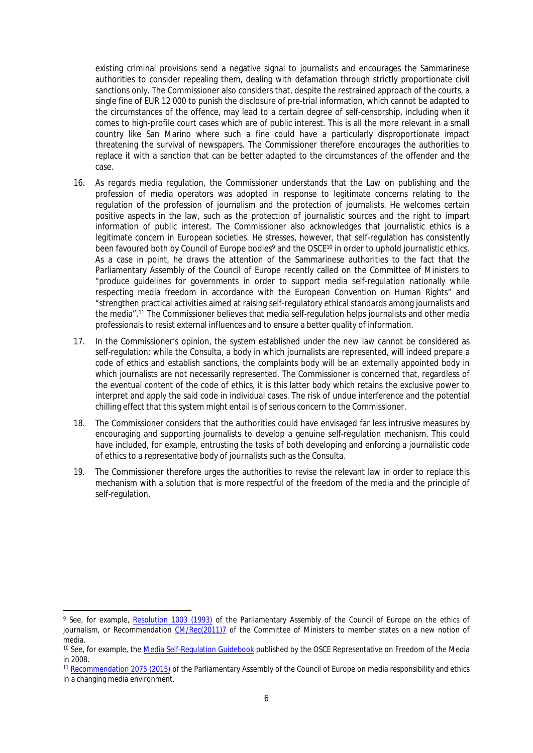existing criminal provisions send a negative signal to journalists and encourages the Sammarinese authorities to consider repealing them, dealing with defamation through strictly proportionate civil sanctions only. The Commissioner also considers that, despite the restrained approach of the courts, a single fine of EUR 12 000 to punish the disclosure of pre-trial information, which cannot be adapted to the circumstances of the offence, may lead to a certain degree of self-censorship, including when it comes to high-profile court cases which are of public interest. This is all the more relevant in a small country like San Marino where such a fine could have a particularly disproportionate impact threatening the survival of newspapers. The Commissioner therefore encourages the authorities to replace it with a sanction that can be better adapted to the circumstances of the offender and the case.

16. As regards media regulation, the Commissioner understands that the Law on publishing and the profession of media operators was adopted in response to legitimate concerns relating to the regulation of the profession of journalism and the protection of journalists. He welcomes certain positive aspects in the law, such as the protection of journalistic sources and the right to impart information of public interest. The Commissioner also acknowledges that journalistic ethics is a legitimate concern in European societies. He stresses, however, that self-regulation has consistently been favoured both by Council of Europe bodies[9] and the OSCE[10] in order to uphold journalistic ethics. As a case in point, he draws the attention of the Sammarinese authorities to the fact that the Parliamentary Assembly of the Council of Europe recently called on the Committee of Ministers to "produce guidelines for governments in order to support media self-regulation nationally while respecting media freedom in accordance with the European Convention on Human Rights" and "strengthen practical activities aimed at raising self-regulatory ethical standards among journalists and the media".[11] The Commissioner believes that media self-regulation helps journalists and other media professionals to resist external influences and to ensure a better quality of information.

17. In the Commissioner's opinion, the system established under the new law cannot be considered as self-regulation: while the *Consulta*, a body in which journalists are represented, will indeed prepare a code of ethics and establish sanctions, the complaints body will be an externally appointed body in which journalists are not necessarily represented. The Commissioner is concerned that, regardless of the eventual content of the code of ethics, it is this latter body which retains the exclusive power to interpret and apply the said code in individual cases. The risk of undue interference and the potential chilling effect that this system might entail is of serious concern to the Commissioner.

18. The Commissioner considers that the authorities could have envisaged far less intrusive measures by encouraging and supporting journalists to develop a genuine self-regulation mechanism. This could have included, for example, entrusting the tasks of both developing and enforcing a journalistic code of ethics to a representative body of journalists such as the *Consulta*.

19. The Commissioner therefore urges the authorities to revise the relevant law in order to replace this mechanism with a solution that is more respectful of the freedom of the media and the principle of self-regulation.

---

[9] See, for example, Resolution 1003 (1993) of the Parliamentary Assembly of the Council of Europe on the ethics of journalism, or Recommendation CM/Rec(2011)7 of the Committee of Ministers to member states on a new notion of media.

[10] See, for example, the Media Self-Regulation Guidebook published by the OSCE Representative on Freedom of the Media in 2008.

[11] Recommendation 2075 (2015) of the Parliamentary Assembly of the Council of Europe on media responsibility and ethics in a changing media environment.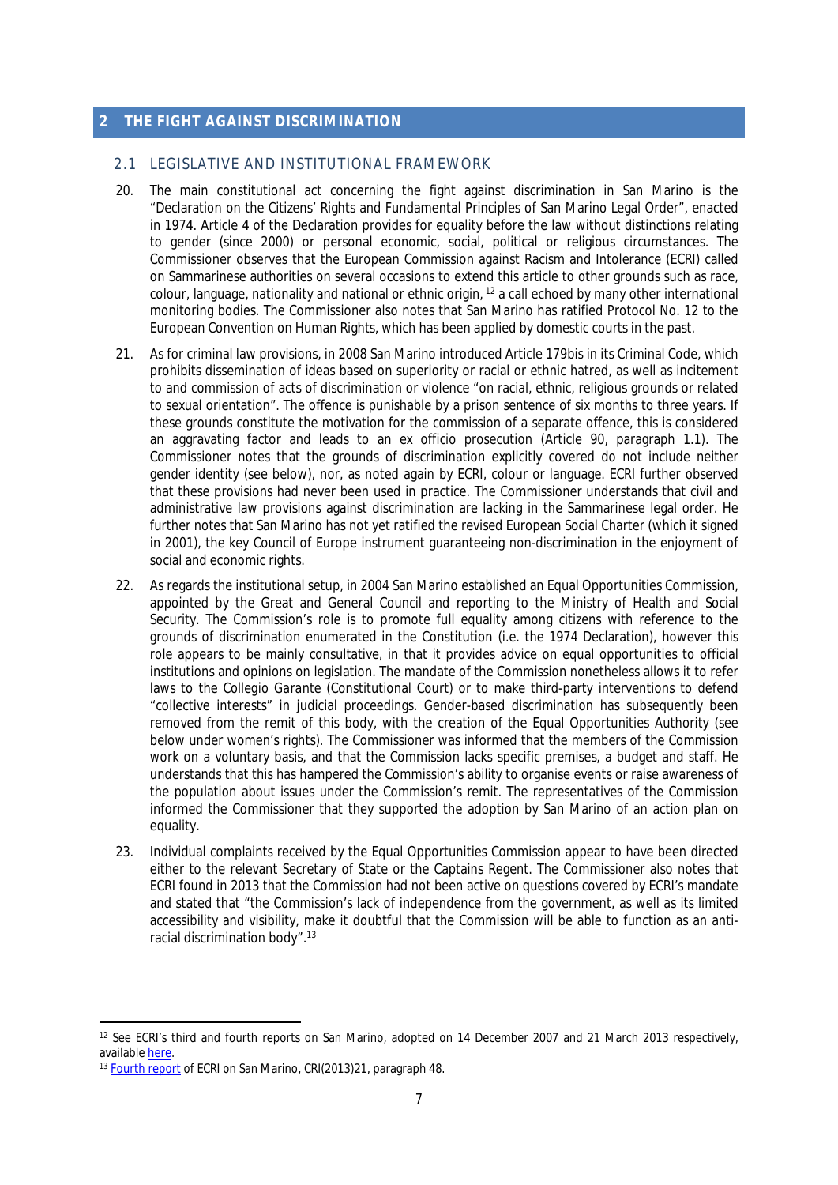## 2 THE FIGHT AGAINST DISCRIMINATION

### 2.1 LEGISLATIVE AND INSTITUTIONAL FRAMEWORK

20. The main constitutional act concerning the fight against discrimination in San Marino is the "Declaration on the Citizens' Rights and Fundamental Principles of San Marino Legal Order", enacted in 1974. Article 4 of the Declaration provides for equality before the law without distinctions relating to gender (since 2000) or personal economic, social, political or religious circumstances. The Commissioner observes that the European Commission against Racism and Intolerance (ECRI) called on Sammarinese authorities on several occasions to extend this article to other grounds such as race, colour, language, nationality and national or ethnic origin,[12] a call echoed by many other international monitoring bodies. The Commissioner also notes that San Marino has ratified Protocol No. 12 to the European Convention on Human Rights, which has been applied by domestic courts in the past.

21. As for criminal law provisions, in 2008 San Marino introduced Article 179bis in its Criminal Code, which prohibits dissemination of ideas based on superiority or racial or ethnic hatred, as well as incitement to and commission of acts of discrimination or violence "on racial, ethnic, religious grounds or related to sexual orientation". The offence is punishable by a prison sentence of six months to three years. If these grounds constitute the motivation for the commission of a separate offence, this is considered an aggravating factor and leads to an ex officio prosecution (Article 90, paragraph 1.1). The Commissioner notes that the grounds of discrimination explicitly covered do not include neither gender identity (see below), nor, as noted again by ECRI, colour or language. ECRI further observed that these provisions had never been used in practice. The Commissioner understands that civil and administrative law provisions against discrimination are lacking in the Sammarinese legal order. He further notes that San Marino has not yet ratified the revised European Social Charter (which it signed in 2001), the key Council of Europe instrument guaranteeing non-discrimination in the enjoyment of social and economic rights.

22. As regards the institutional setup, in 2004 San Marino established an Equal Opportunities Commission, appointed by the Great and General Council and reporting to the Ministry of Health and Social Security. The Commission's role is to promote full equality among citizens with reference to the grounds of discrimination enumerated in the Constitution (i.e. the 1974 Declaration), however this role appears to be mainly consultative, in that it provides advice on equal opportunities to official institutions and opinions on legislation. The mandate of the Commission nonetheless allows it to refer laws to the Collegio Garante (Constitutional Court) or to make third-party interventions to defend "collective interests" in judicial proceedings. Gender-based discrimination has subsequently been removed from the remit of this body, with the creation of the Equal Opportunities Authority (see below under women's rights). The Commissioner was informed that the members of the Commission work on a voluntary basis, and that the Commission lacks specific premises, a budget and staff. He understands that this has hampered the Commission's ability to organise events or raise awareness of the population about issues under the Commission's remit. The representatives of the Commission informed the Commissioner that they supported the adoption by San Marino of an action plan on equality.

23. Individual complaints received by the Equal Opportunities Commission appear to have been directed either to the relevant Secretary of State or the Captains Regent. The Commissioner also notes that ECRI found in 2013 that the Commission had not been active on questions covered by ECRI's mandate and stated that "the Commission's lack of independence from the government, as well as its limited accessibility and visibility, make it doubtful that the Commission will be able to function as an anti-racial discrimination body".[13]

---

[12] See ECRI's third and fourth reports on San Marino, adopted on 14 December 2007 and 21 March 2013 respectively, available here.

[13] Fourth report of ECRI on San Marino, CRI(2013)21, paragraph 48.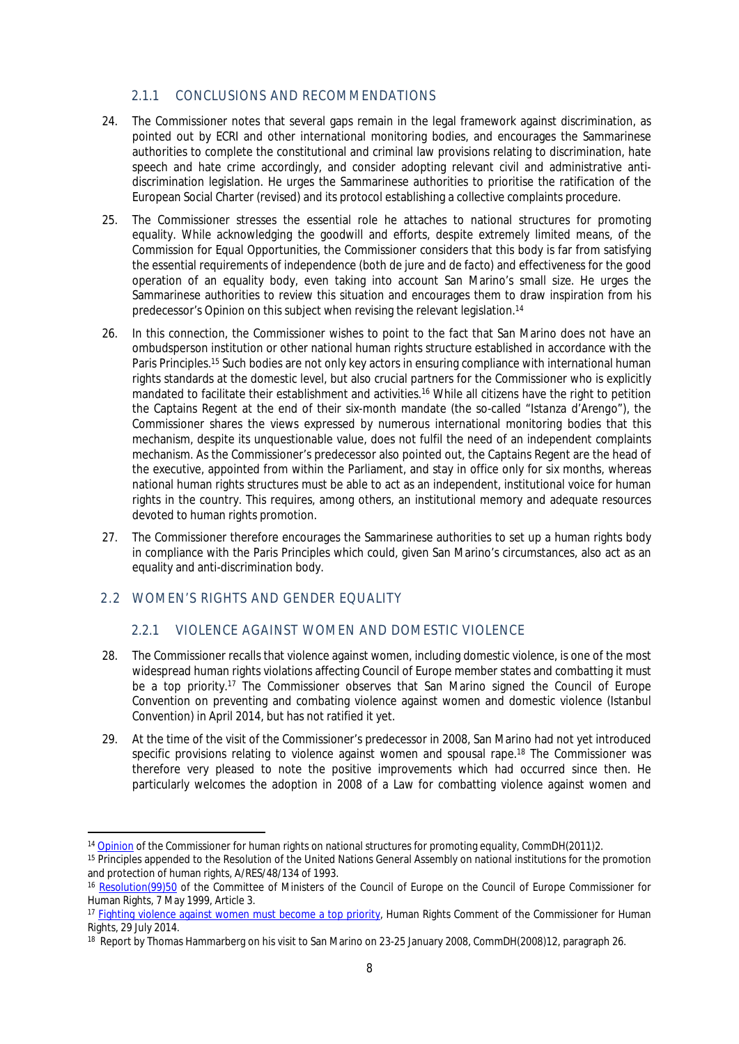### 2.1.1 CONCLUSIONS AND RECOMMENDATIONS

24. The Commissioner notes that several gaps remain in the legal framework against discrimination, as pointed out by ECRI and other international monitoring bodies, and encourages the Sammarinese authorities to complete the constitutional and criminal law provisions relating to discrimination, hate speech and hate crime accordingly, and consider adopting relevant civil and administrative anti-discrimination legislation. He urges the Sammarinese authorities to prioritise the ratification of the European Social Charter (revised) and its protocol establishing a collective complaints procedure.

25. The Commissioner stresses the essential role he attaches to national structures for promoting equality. While acknowledging the goodwill and efforts, despite extremely limited means, of the Commission for Equal Opportunities, the Commissioner considers that this body is far from satisfying the essential requirements of independence (both *de jure* and *de facto*) and effectiveness for the good operation of an equality body, even taking into account San Marino's small size. He urges the Sammarinese authorities to review this situation and encourages them to draw inspiration from his predecessor's Opinion on this subject when revising the relevant legislation.[14]

26. In this connection, the Commissioner wishes to point to the fact that San Marino does not have an ombudsperson institution or other national human rights structure established in accordance with the Paris Principles.[15] Such bodies are not only key actors in ensuring compliance with international human rights standards at the domestic level, but also crucial partners for the Commissioner who is explicitly mandated to facilitate their establishment and activities.[16] While all citizens have the right to petition the Captains Regent at the end of their six-month mandate (the so-called "*Istanza d'Arengo*"), the Commissioner shares the views expressed by numerous international monitoring bodies that this mechanism, despite its unquestionable value, does not fulfil the need of an independent complaints mechanism. As the Commissioner's predecessor also pointed out, the Captains Regent are the head of the executive, appointed from within the Parliament, and stay in office only for six months, whereas national human rights structures must be able to act as an independent, institutional voice for human rights in the country. This requires, among others, an institutional memory and adequate resources devoted to human rights promotion.

27. The Commissioner therefore encourages the Sammarinese authorities to set up a human rights body in compliance with the Paris Principles which could, given San Marino's circumstances, also act as an equality and anti-discrimination body.

## 2.2 WOMEN'S RIGHTS AND GENDER EQUALITY

### 2.2.1 VIOLENCE AGAINST WOMEN AND DOMESTIC VIOLENCE

28. The Commissioner recalls that violence against women, including domestic violence, is one of the most widespread human rights violations affecting Council of Europe member states and combatting it must be a top priority.[17] The Commissioner observes that San Marino signed the Council of Europe Convention on preventing and combating violence against women and domestic violence (Istanbul Convention) in April 2014, but has not ratified it yet.

29. At the time of the visit of the Commissioner's predecessor in 2008, San Marino had not yet introduced specific provisions relating to violence against women and spousal rape.[18] The Commissioner was therefore very pleased to note the positive improvements which had occurred since then. He particularly welcomes the adoption in 2008 of a Law for combatting violence against women and

---

[14] Opinion of the Commissioner for human rights on national structures for promoting equality, CommDH(2011)2.

[15] Principles appended to the Resolution of the United Nations General Assembly on national institutions for the promotion and protection of human rights, A/RES/48/134 of 1993.

[16] Resolution(99)50 of the Committee of Ministers of the Council of Europe on the Council of Europe Commissioner for Human Rights, 7 May 1999, Article 3.

[17] Fighting violence against women must become a top priority, Human Rights Comment of the Commissioner for Human Rights, 29 July 2014.

[18] Report by Thomas Hammarberg on his visit to San Marino on 23-25 January 2008, CommDH(2008)12, paragraph 26.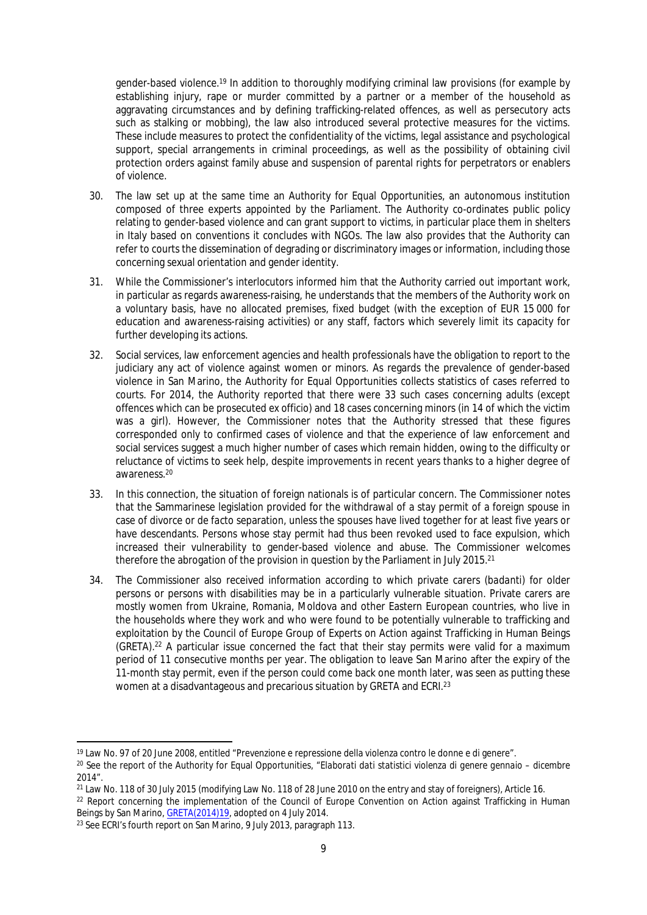gender-based violence.[19] In addition to thoroughly modifying criminal law provisions (for example by establishing injury, rape or murder committed by a partner or a member of the household as aggravating circumstances and by defining trafficking-related offences, as well as persecutory acts such as stalking or mobbing), the law also introduced several protective measures for the victims. These include measures to protect the confidentiality of the victims, legal assistance and psychological support, special arrangements in criminal proceedings, as well as the possibility of obtaining civil protection orders against family abuse and suspension of parental rights for perpetrators or enablers of violence.

30. The law set up at the same time an Authority for Equal Opportunities, an autonomous institution composed of three experts appointed by the Parliament. The Authority co-ordinates public policy relating to gender-based violence and can grant support to victims, in particular place them in shelters in Italy based on conventions it concludes with NGOs. The law also provides that the Authority can refer to courts the dissemination of degrading or discriminatory images or information, including those concerning sexual orientation and gender identity.

31. While the Commissioner's interlocutors informed him that the Authority carried out important work, in particular as regards awareness-raising, he understands that the members of the Authority work on a voluntary basis, have no allocated premises, fixed budget (with the exception of EUR 15 000 for education and awareness-raising activities) or any staff, factors which severely limit its capacity for further developing its actions.

32. Social services, law enforcement agencies and health professionals have the obligation to report to the judiciary any act of violence against women or minors. As regards the prevalence of gender-based violence in San Marino, the Authority for Equal Opportunities collects statistics of cases referred to courts. For 2014, the Authority reported that there were 33 such cases concerning adults (except offences which can be prosecuted ex officio) and 18 cases concerning minors (in 14 of which the victim was a girl). However, the Commissioner notes that the Authority stressed that these figures corresponded only to confirmed cases of violence and that the experience of law enforcement and social services suggest a much higher number of cases which remain hidden, owing to the difficulty or reluctance of victims to seek help, despite improvements in recent years thanks to a higher degree of awareness.[20]

33. In this connection, the situation of foreign nationals is of particular concern. The Commissioner notes that the Sammarinese legislation provided for the withdrawal of a stay permit of a foreign spouse in case of divorce or de facto separation, unless the spouses have lived together for at least five years or have descendants. Persons whose stay permit had thus been revoked used to face expulsion, which increased their vulnerability to gender-based violence and abuse. The Commissioner welcomes therefore the abrogation of the provision in question by the Parliament in July 2015.[21]

34. The Commissioner also received information according to which private carers (*badanti*) for older persons or persons with disabilities may be in a particularly vulnerable situation. Private carers are mostly women from Ukraine, Romania, Moldova and other Eastern European countries, who live in the households where they work and who were found to be potentially vulnerable to trafficking and exploitation by the Council of Europe Group of Experts on Action against Trafficking in Human Beings (GRETA).[22] A particular issue concerned the fact that their stay permits were valid for a maximum period of 11 consecutive months per year. The obligation to leave San Marino after the expiry of the 11-month stay permit, even if the person could come back one month later, was seen as putting these women at a disadvantageous and precarious situation by GRETA and ECRI.[23]

---

[19] Law No. 97 of 20 June 2008, entitled "Prevenzione e repressione della violenza contro le donne e di genere".

[20] See the report of the Authority for Equal Opportunities, "*Elaborati dati statistici violenza di genere gennaio – dicembre 2014*".

[21] Law No. 118 of 30 July 2015 (modifying Law No. 118 of 28 June 2010 on the entry and stay of foreigners), Article 16.

[22] Report concerning the implementation of the Council of Europe Convention on Action against Trafficking in Human Beings by San Marino, GRETA(2014)19, adopted on 4 July 2014.

[23] See ECRI's fourth report on San Marino, 9 July 2013, paragraph 113.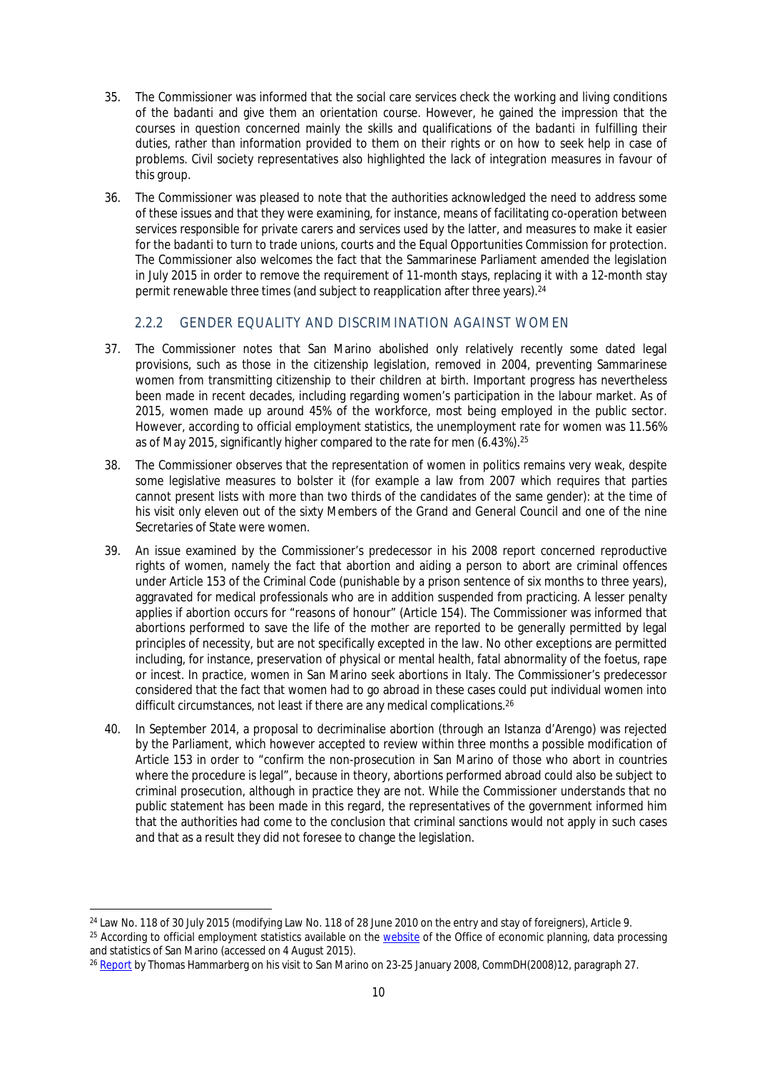35. The Commissioner was informed that the social care services check the working and living conditions of the *badanti* and give them an orientation course. However, he gained the impression that the courses in question concerned mainly the skills and qualifications of the *badanti* in fulfilling their duties, rather than information provided to them on their rights or on how to seek help in case of problems. Civil society representatives also highlighted the lack of integration measures in favour of this group.

36. The Commissioner was pleased to note that the authorities acknowledged the need to address some of these issues and that they were examining, for instance, means of facilitating co-operation between services responsible for private carers and services used by the latter, and measures to make it easier for the *badanti* to turn to trade unions, courts and the Equal Opportunities Commission for protection. The Commissioner also welcomes the fact that the Sammarinese Parliament amended the legislation in July 2015 in order to remove the requirement of 11-month stays, replacing it with a 12-month stay permit renewable three times (and subject to reapplication after three years).[24]

### 2.2.2 GENDER EQUALITY AND DISCRIMINATION AGAINST WOMEN

37. The Commissioner notes that San Marino abolished only relatively recently some dated legal provisions, such as those in the citizenship legislation, removed in 2004, preventing Sammarinese women from transmitting citizenship to their children at birth. Important progress has nevertheless been made in recent decades, including regarding women's participation in the labour market. As of 2015, women made up around 45% of the workforce, most being employed in the public sector. However, according to official employment statistics, the unemployment rate for women was 11.56% as of May 2015, significantly higher compared to the rate for men (6.43%).[25]

38. The Commissioner observes that the representation of women in politics remains very weak, despite some legislative measures to bolster it (for example a law from 2007 which requires that parties cannot present lists with more than two thirds of the candidates of the same gender): at the time of his visit only eleven out of the sixty Members of the Grand and General Council and one of the nine Secretaries of State were women.

39. An issue examined by the Commissioner's predecessor in his 2008 report concerned reproductive rights of women, namely the fact that abortion and aiding a person to abort are criminal offences under Article 153 of the Criminal Code (punishable by a prison sentence of six months to three years), aggravated for medical professionals who are in addition suspended from practicing. A lesser penalty applies if abortion occurs for "reasons of honour" (Article 154). The Commissioner was informed that abortions performed to save the life of the mother are reported to be generally permitted by legal principles of necessity, but are not specifically excepted in the law. No other exceptions are permitted including, for instance, preservation of physical or mental health, fatal abnormality of the foetus, rape or incest. In practice, women in San Marino seek abortions in Italy. The Commissioner's predecessor considered that the fact that women had to go abroad in these cases could put individual women into difficult circumstances, not least if there are any medical complications.[26]

40. In September 2014, a proposal to decriminalise abortion (through an *Istanza d'Arengo*) was rejected by the Parliament, which however accepted to review within three months a possible modification of Article 153 in order to "confirm the non-prosecution in San Marino of those who abort in countries where the procedure is legal", because in theory, abortions performed abroad could also be subject to criminal prosecution, although in practice they are not. While the Commissioner understands that no public statement has been made in this regard, the representatives of the government informed him that the authorities had come to the conclusion that criminal sanctions would not apply in such cases and that as a result they did not foresee to change the legislation.

---

[24] Law No. 118 of 30 July 2015 (modifying Law No. 118 of 28 June 2010 on the entry and stay of foreigners), Article 9.

[25] According to official employment statistics available on the website of the Office of economic planning, data processing and statistics of San Marino (accessed on 4 August 2015).

[26] Report by Thomas Hammarberg on his visit to San Marino on 23-25 January 2008, CommDH(2008)12, paragraph 27.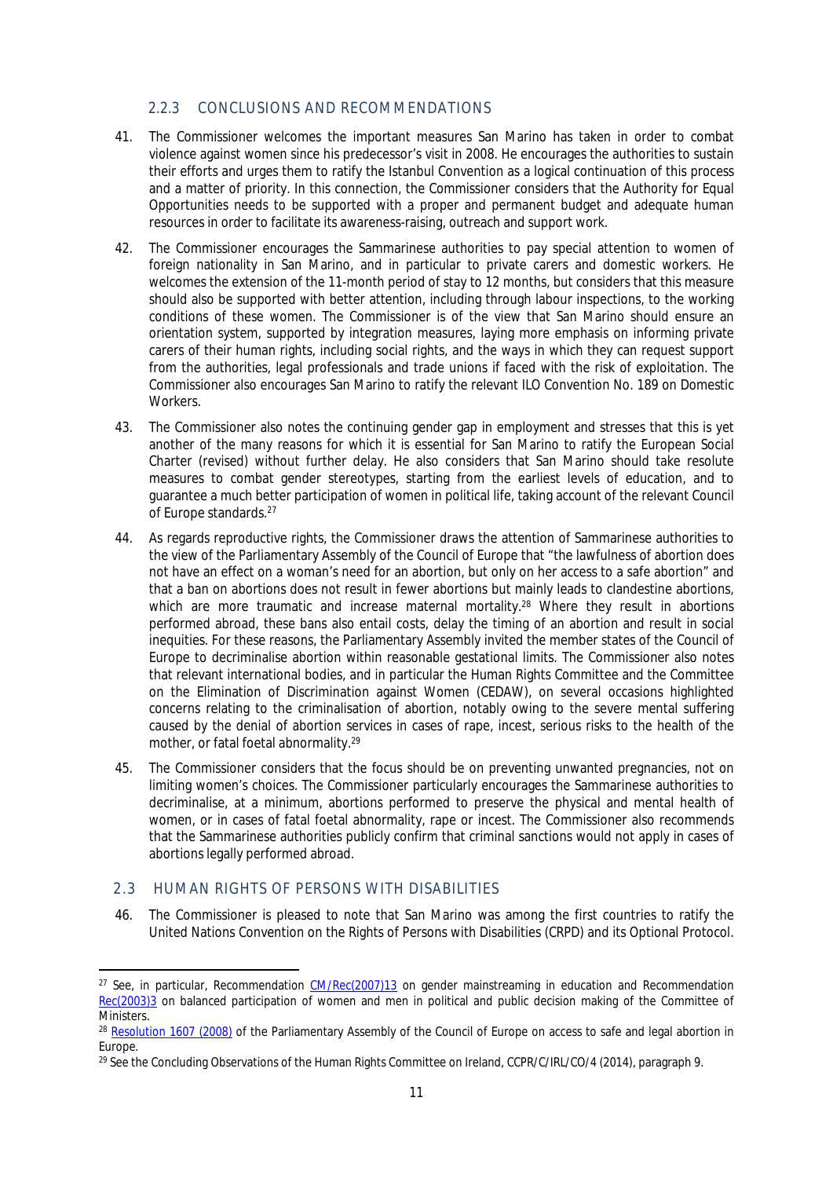### 2.2.3 CONCLUSIONS AND RECOMMENDATIONS

41. The Commissioner welcomes the important measures San Marino has taken in order to combat violence against women since his predecessor's visit in 2008. He encourages the authorities to sustain their efforts and urges them to ratify the Istanbul Convention as a logical continuation of this process and a matter of priority. In this connection, the Commissioner considers that the Authority for Equal Opportunities needs to be supported with a proper and permanent budget and adequate human resources in order to facilitate its awareness-raising, outreach and support work.

42. The Commissioner encourages the Sammarinese authorities to pay special attention to women of foreign nationality in San Marino, and in particular to private carers and domestic workers. He welcomes the extension of the 11-month period of stay to 12 months, but considers that this measure should also be supported with better attention, including through labour inspections, to the working conditions of these women. The Commissioner is of the view that San Marino should ensure an orientation system, supported by integration measures, laying more emphasis on informing private carers of their human rights, including social rights, and the ways in which they can request support from the authorities, legal professionals and trade unions if faced with the risk of exploitation. The Commissioner also encourages San Marino to ratify the relevant ILO Convention No. 189 on Domestic Workers.

43. The Commissioner also notes the continuing gender gap in employment and stresses that this is yet another of the many reasons for which it is essential for San Marino to ratify the European Social Charter (revised) without further delay. He also considers that San Marino should take resolute measures to combat gender stereotypes, starting from the earliest levels of education, and to guarantee a much better participation of women in political life, taking account of the relevant Council of Europe standards.[27]

44. As regards reproductive rights, the Commissioner draws the attention of Sammarinese authorities to the view of the Parliamentary Assembly of the Council of Europe that "the lawfulness of abortion does not have an effect on a woman's need for an abortion, but only on her access to a safe abortion" and that a ban on abortions does not result in fewer abortions but mainly leads to clandestine abortions, which are more traumatic and increase maternal mortality.[28] Where they result in abortions performed abroad, these bans also entail costs, delay the timing of an abortion and result in social inequities. For these reasons, the Parliamentary Assembly invited the member states of the Council of Europe to decriminalise abortion within reasonable gestational limits. The Commissioner also notes that relevant international bodies, and in particular the Human Rights Committee and the Committee on the Elimination of Discrimination against Women (CEDAW), on several occasions highlighted concerns relating to the criminalisation of abortion, notably owing to the severe mental suffering caused by the denial of abortion services in cases of rape, incest, serious risks to the health of the mother, or fatal foetal abnormality.[29]

45. The Commissioner considers that the focus should be on preventing unwanted pregnancies, not on limiting women's choices. The Commissioner particularly encourages the Sammarinese authorities to decriminalise, at a minimum, abortions performed to preserve the physical and mental health of women, or in cases of fatal foetal abnormality, rape or incest. The Commissioner also recommends that the Sammarinese authorities publicly confirm that criminal sanctions would not apply in cases of abortions legally performed abroad.

## 2.3 HUMAN RIGHTS OF PERSONS WITH DISABILITIES

46. The Commissioner is pleased to note that San Marino was among the first countries to ratify the United Nations Convention on the Rights of Persons with Disabilities (CRPD) and its Optional Protocol.

---

[27] See, in particular, Recommendation CM/Rec(2007)13 on gender mainstreaming in education and Recommendation Rec(2003)3 on balanced participation of women and men in political and public decision making of the Committee of Ministers.

[28] Resolution 1607 (2008) of the Parliamentary Assembly of the Council of Europe on access to safe and legal abortion in Europe.

[29] See the Concluding Observations of the Human Rights Committee on Ireland, CCPR/C/IRL/CO/4 (2014), paragraph 9.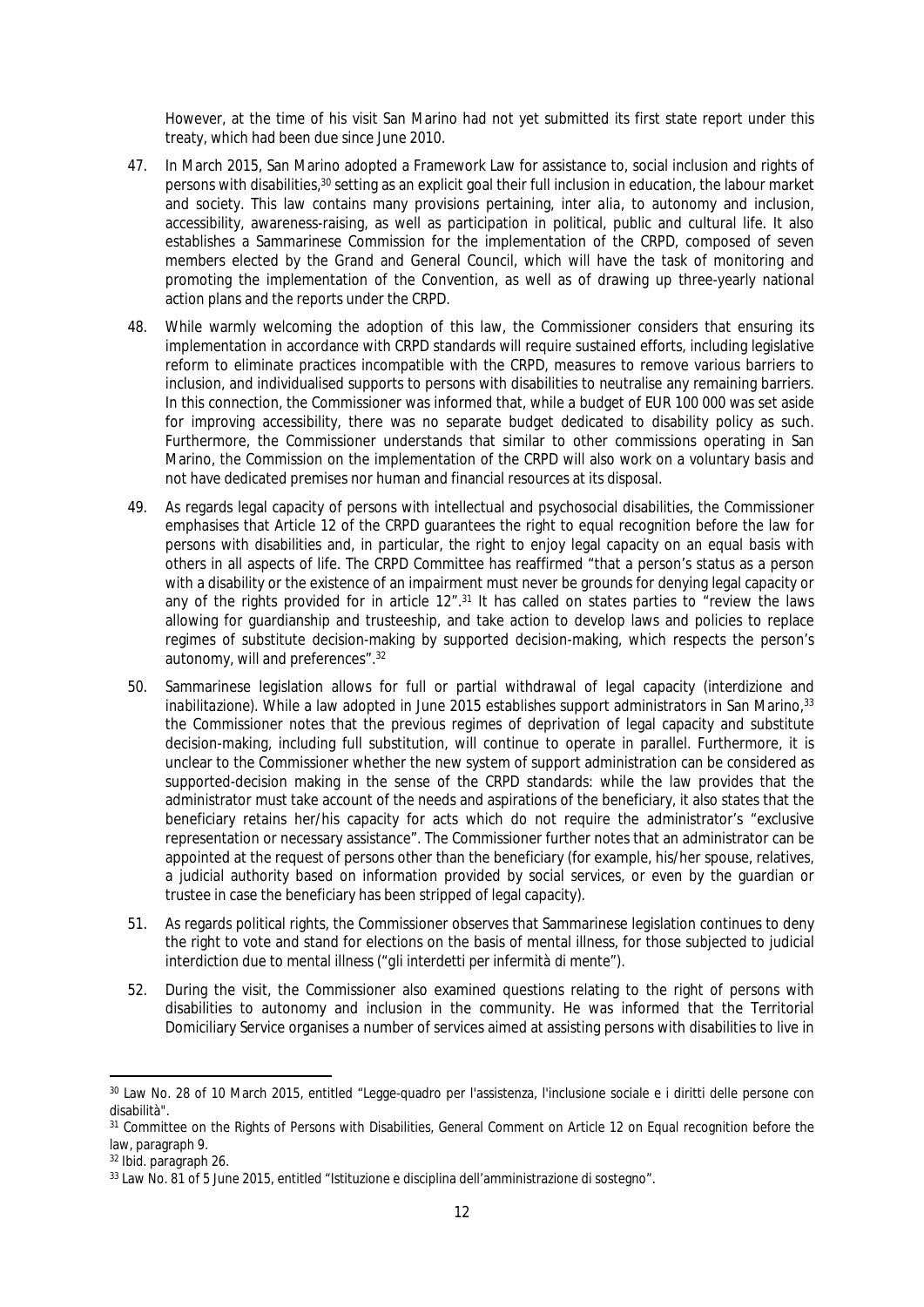However, at the time of his visit San Marino had not yet submitted its first state report under this treaty, which had been due since June 2010.

47. In March 2015, San Marino adopted a Framework Law for assistance to, social inclusion and rights of persons with disabilities,[30] setting as an explicit goal their full inclusion in education, the labour market and society. This law contains many provisions pertaining, *inter alia*, to autonomy and inclusion, accessibility, awareness-raising, as well as participation in political, public and cultural life. It also establishes a Sammarinese Commission for the implementation of the CRPD, composed of seven members elected by the Grand and General Council, which will have the task of monitoring and promoting the implementation of the Convention, as well as of drawing up three-yearly national action plans and the reports under the CRPD.

48. While warmly welcoming the adoption of this law, the Commissioner considers that ensuring its implementation in accordance with CRPD standards will require sustained efforts, including legislative reform to eliminate practices incompatible with the CRPD, measures to remove various barriers to inclusion, and individualised supports to persons with disabilities to neutralise any remaining barriers. In this connection, the Commissioner was informed that, while a budget of EUR 100 000 was set aside for improving accessibility, there was no separate budget dedicated to disability policy as such. Furthermore, the Commissioner understands that similar to other commissions operating in San Marino, the Commission on the implementation of the CRPD will also work on a voluntary basis and not have dedicated premises nor human and financial resources at its disposal.

49. As regards legal capacity of persons with intellectual and psychosocial disabilities, the Commissioner emphasises that Article 12 of the CRPD guarantees the right to equal recognition before the law for persons with disabilities and, in particular, the right to enjoy legal capacity on an equal basis with others in all aspects of life. The CRPD Committee has reaffirmed "that a person's status as a person with a disability or the existence of an impairment must never be grounds for denying legal capacity or any of the rights provided for in article 12".[31] It has called on states parties to "review the laws allowing for guardianship and trusteeship, and take action to develop laws and policies to replace regimes of substitute decision-making by supported decision-making, which respects the person's autonomy, will and preferences".[32]

50. Sammarinese legislation allows for full or partial withdrawal of legal capacity (*interdizione* and *inabilitazione*). While a law adopted in June 2015 establishes support administrators in San Marino,[33] the Commissioner notes that the previous regimes of deprivation of legal capacity and substitute decision-making, including full substitution, will continue to operate in parallel. Furthermore, it is unclear to the Commissioner whether the new system of support administration can be considered as supported-decision making in the sense of the CRPD standards: while the law provides that the administrator must take account of the needs and aspirations of the beneficiary, it also states that the beneficiary retains her/his capacity for acts which do not require the administrator's "exclusive representation or necessary assistance". The Commissioner further notes that an administrator can be appointed at the request of persons other than the beneficiary (for example, his/her spouse, relatives, a judicial authority based on information provided by social services, or even by the guardian or trustee in case the beneficiary has been stripped of legal capacity).

51. As regards political rights, the Commissioner observes that Sammarinese legislation continues to deny the right to vote and stand for elections on the basis of mental illness, for those subjected to judicial interdiction due to mental illness ("gli interdetti per infermità di mente").

52. During the visit, the Commissioner also examined questions relating to the right of persons with disabilities to autonomy and inclusion in the community. He was informed that the Territorial Domiciliary Service organises a number of services aimed at assisting persons with disabilities to live in

---

[30] Law No. 28 of 10 March 2015, entitled "Legge-quadro per l'assistenza, l'inclusione sociale e i diritti delle persone con disabilità".

[31] Committee on the Rights of Persons with Disabilities, General Comment on Article 12 on Equal recognition before the law, paragraph 9.

[32] Ibid. paragraph 26.

[33] Law No. 81 of 5 June 2015, entitled "Istituzione e disciplina dell'amministrazione di sostegno".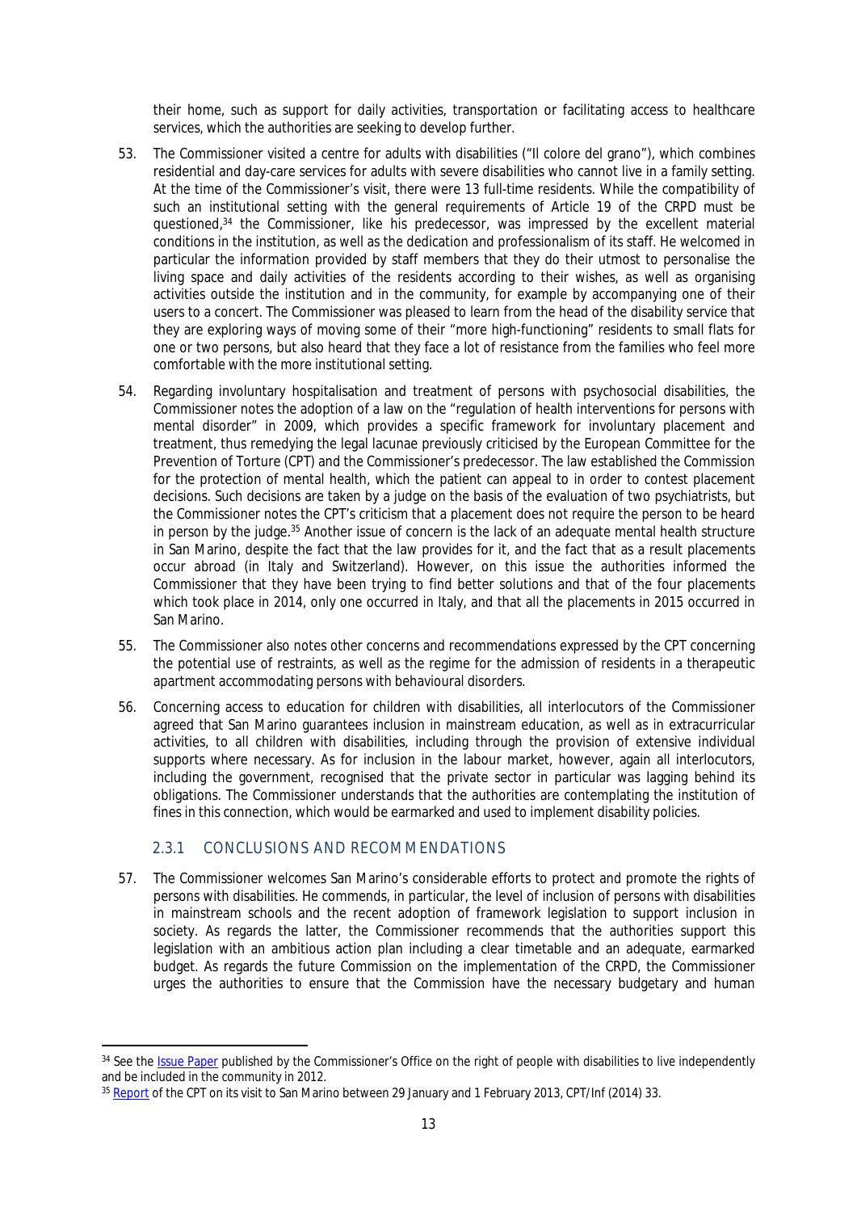their home, such as support for daily activities, transportation or facilitating access to healthcare services, which the authorities are seeking to develop further.

53. The Commissioner visited a centre for adults with disabilities ("Il colore del grano"), which combines residential and day-care services for adults with severe disabilities who cannot live in a family setting. At the time of the Commissioner's visit, there were 13 full-time residents. While the compatibility of such an institutional setting with the general requirements of Article 19 of the CRPD must be questioned,[34] the Commissioner, like his predecessor, was impressed by the excellent material conditions in the institution, as well as the dedication and professionalism of its staff. He welcomed in particular the information provided by staff members that they do their utmost to personalise the living space and daily activities of the residents according to their wishes, as well as organising activities outside the institution and in the community, for example by accompanying one of their users to a concert. The Commissioner was pleased to learn from the head of the disability service that they are exploring ways of moving some of their "more high-functioning" residents to small flats for one or two persons, but also heard that they face a lot of resistance from the families who feel more comfortable with the more institutional setting.

54. Regarding involuntary hospitalisation and treatment of persons with psychosocial disabilities, the Commissioner notes the adoption of a law on the "regulation of health interventions for persons with mental disorder" in 2009, which provides a specific framework for involuntary placement and treatment, thus remedying the legal lacunae previously criticised by the European Committee for the Prevention of Torture (CPT) and the Commissioner's predecessor. The law established the Commission for the protection of mental health, which the patient can appeal to in order to contest placement decisions. Such decisions are taken by a judge on the basis of the evaluation of two psychiatrists, but the Commissioner notes the CPT's criticism that a placement does not require the person to be heard in person by the judge.[35] Another issue of concern is the lack of an adequate mental health structure in San Marino, despite the fact that the law provides for it, and the fact that as a result placements occur abroad (in Italy and Switzerland). However, on this issue the authorities informed the Commissioner that they have been trying to find better solutions and that of the four placements which took place in 2014, only one occurred in Italy, and that all the placements in 2015 occurred in San Marino.

55. The Commissioner also notes other concerns and recommendations expressed by the CPT concerning the potential use of restraints, as well as the regime for the admission of residents in a therapeutic apartment accommodating persons with behavioural disorders.

56. Concerning access to education for children with disabilities, all interlocutors of the Commissioner agreed that San Marino guarantees inclusion in mainstream education, as well as in extracurricular activities, to all children with disabilities, including through the provision of extensive individual supports where necessary. As for inclusion in the labour market, however, again all interlocutors, including the government, recognised that the private sector in particular was lagging behind its obligations. The Commissioner understands that the authorities are contemplating the institution of fines in this connection, which would be earmarked and used to implement disability policies.

### 2.3.1 CONCLUSIONS AND RECOMMENDATIONS

57. The Commissioner welcomes San Marino's considerable efforts to protect and promote the rights of persons with disabilities. He commends, in particular, the level of inclusion of persons with disabilities in mainstream schools and the recent adoption of framework legislation to support inclusion in society. As regards the latter, the Commissioner recommends that the authorities support this legislation with an ambitious action plan including a clear timetable and an adequate, earmarked budget. As regards the future Commission on the implementation of the CRPD, the Commissioner urges the authorities to ensure that the Commission have the necessary budgetary and human

---

[34] See the Issue Paper published by the Commissioner's Office on the right of people with disabilities to live independently and be included in the community in 2012.

[35] Report of the CPT on its visit to San Marino between 29 January and 1 February 2013, CPT/Inf (2014) 33.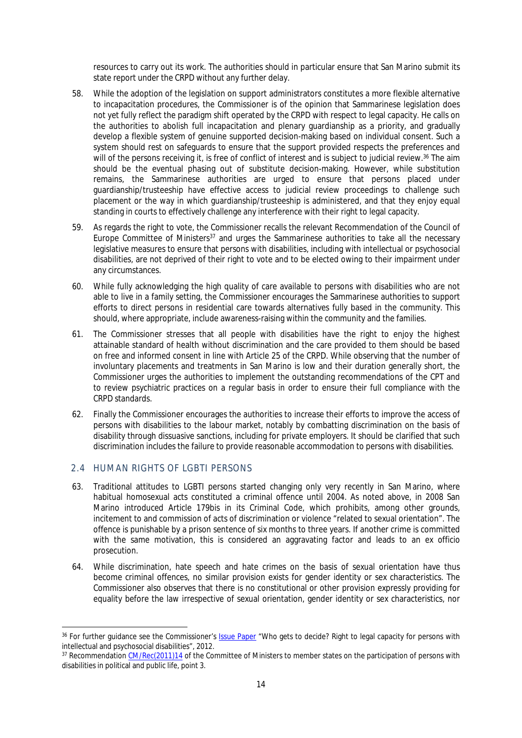resources to carry out its work. The authorities should in particular ensure that San Marino submit its state report under the CRPD without any further delay.

58. While the adoption of the legislation on support administrators constitutes a more flexible alternative to incapacitation procedures, the Commissioner is of the opinion that Sammarinese legislation does not yet fully reflect the paradigm shift operated by the CRPD with respect to legal capacity. He calls on the authorities to abolish full incapacitation and plenary guardianship as a priority, and gradually develop a flexible system of genuine supported decision-making based on individual consent. Such a system should rest on safeguards to ensure that the support provided respects the preferences and will of the persons receiving it, is free of conflict of interest and is subject to judicial review.[36] The aim should be the eventual phasing out of substitute decision-making. However, while substitution remains, the Sammarinese authorities are urged to ensure that persons placed under guardianship/trusteeship have effective access to judicial review proceedings to challenge such placement or the way in which guardianship/trusteeship is administered, and that they enjoy equal standing in courts to effectively challenge any interference with their right to legal capacity.

59. As regards the right to vote, the Commissioner recalls the relevant Recommendation of the Council of Europe Committee of Ministers[37] and urges the Sammarinese authorities to take all the necessary legislative measures to ensure that persons with disabilities, including with intellectual or psychosocial disabilities, are not deprived of their right to vote and to be elected owing to their impairment under any circumstances.

60. While fully acknowledging the high quality of care available to persons with disabilities who are not able to live in a family setting, the Commissioner encourages the Sammarinese authorities to support efforts to direct persons in residential care towards alternatives fully based in the community. This should, where appropriate, include awareness-raising within the community and the families.

61. The Commissioner stresses that all people with disabilities have the right to enjoy the highest attainable standard of health without discrimination and the care provided to them should be based on free and informed consent in line with Article 25 of the CRPD. While observing that the number of involuntary placements and treatments in San Marino is low and their duration generally short, the Commissioner urges the authorities to implement the outstanding recommendations of the CPT and to review psychiatric practices on a regular basis in order to ensure their full compliance with the CRPD standards.

62. Finally the Commissioner encourages the authorities to increase their efforts to improve the access of persons with disabilities to the labour market, notably by combatting discrimination on the basis of disability through dissuasive sanctions, including for private employers. It should be clarified that such discrimination includes the failure to provide reasonable accommodation to persons with disabilities.

## 2.4 HUMAN RIGHTS OF LGBTI PERSONS

63. Traditional attitudes to LGBTI persons started changing only very recently in San Marino, where habitual homosexual acts constituted a criminal offence until 2004. As noted above, in 2008 San Marino introduced Article 179bis in its Criminal Code, which prohibits, among other grounds, incitement to and commission of acts of discrimination or violence "related to sexual orientation". The offence is punishable by a prison sentence of six months to three years. If another crime is committed with the same motivation, this is considered an aggravating factor and leads to an ex officio prosecution.

64. While discrimination, hate speech and hate crimes on the basis of sexual orientation have thus become criminal offences, no similar provision exists for gender identity or sex characteristics. The Commissioner also observes that there is no constitutional or other provision expressly providing for equality before the law irrespective of sexual orientation, gender identity or sex characteristics, nor

---

[36] For further guidance see the Commissioner's Issue Paper "Who gets to decide? Right to legal capacity for persons with intellectual and psychosocial disabilities", 2012.

[37] Recommendation CM/Rec(2011)14 of the Committee of Ministers to member states on the participation of persons with disabilities in political and public life, point 3.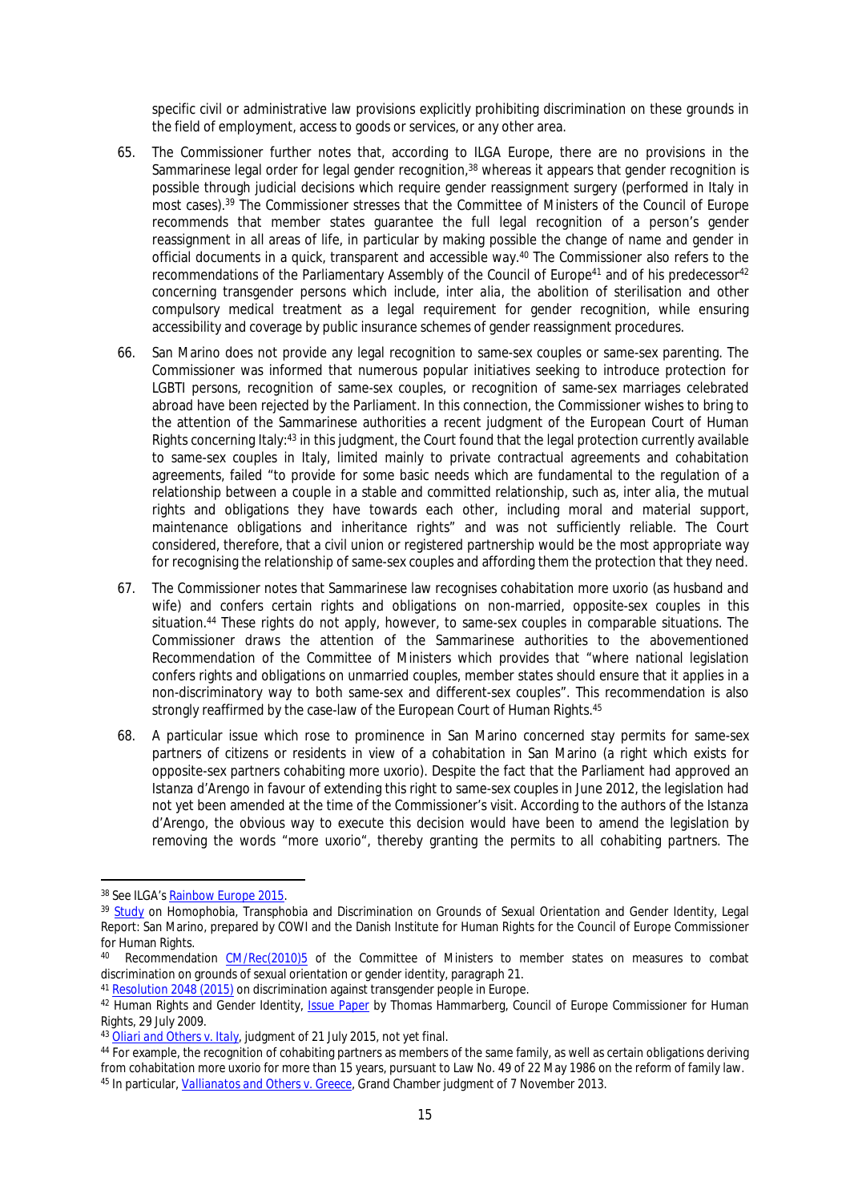specific civil or administrative law provisions explicitly prohibiting discrimination on these grounds in the field of employment, access to goods or services, or any other area.

65. The Commissioner further notes that, according to ILGA Europe, there are no provisions in the Sammarinese legal order for legal gender recognition,[38] whereas it appears that gender recognition is possible through judicial decisions which require gender reassignment surgery (performed in Italy in most cases).[39] The Commissioner stresses that the Committee of Ministers of the Council of Europe recommends that member states guarantee the full legal recognition of a person's gender reassignment in all areas of life, in particular by making possible the change of name and gender in official documents in a quick, transparent and accessible way.[40] The Commissioner also refers to the recommendations of the Parliamentary Assembly of the Council of Europe[41] and of his predecessor[42] concerning transgender persons which include, *inter alia*, the abolition of sterilisation and other compulsory medical treatment as a legal requirement for gender recognition, while ensuring accessibility and coverage by public insurance schemes of gender reassignment procedures.

66. San Marino does not provide any legal recognition to same-sex couples or same-sex parenting. The Commissioner was informed that numerous popular initiatives seeking to introduce protection for LGBTI persons, recognition of same-sex couples, or recognition of same-sex marriages celebrated abroad have been rejected by the Parliament. In this connection, the Commissioner wishes to bring to the attention of the Sammarinese authorities a recent judgment of the European Court of Human Rights concerning Italy:[43] in this judgment, the Court found that the legal protection currently available to same-sex couples in Italy, limited mainly to private contractual agreements and cohabitation agreements, failed "to provide for some basic needs which are fundamental to the regulation of a relationship between a couple in a stable and committed relationship, such as, *inter alia*, the mutual rights and obligations they have towards each other, including moral and material support, maintenance obligations and inheritance rights" and was not sufficiently reliable. The Court considered, therefore, that a civil union or registered partnership would be the most appropriate way for recognising the relationship of same-sex couples and affording them the protection that they need.

67. The Commissioner notes that Sammarinese law recognises cohabitation *more uxorio* (as husband and wife) and confers certain rights and obligations on non-married, opposite-sex couples in this situation.[44] These rights do not apply, however, to same-sex couples in comparable situations. The Commissioner draws the attention of the Sammarinese authorities to the abovementioned Recommendation of the Committee of Ministers which provides that "where national legislation confers rights and obligations on unmarried couples, member states should ensure that it applies in a non-discriminatory way to both same-sex and different-sex couples". This recommendation is also strongly reaffirmed by the case-law of the European Court of Human Rights.[45]

68. A particular issue which rose to prominence in San Marino concerned stay permits for same-sex partners of citizens or residents in view of a cohabitation in San Marino (a right which exists for opposite-sex partners cohabiting *more uxorio*). Despite the fact that the Parliament had approved an Istanza d'Arengo in favour of extending this right to same-sex couples in June 2012, the legislation had not yet been amended at the time of the Commissioner's visit. According to the authors of the Istanza d'Arengo, the obvious way to execute this decision would have been to amend the legislation by removing the words "*more uxorio*", thereby granting the permits to all cohabiting partners. The

---

[38] See ILGA's Rainbow Europe 2015.

[39] Study on Homophobia, Transphobia and Discrimination on Grounds of Sexual Orientation and Gender Identity, Legal Report: San Marino, prepared by COWI and the Danish Institute for Human Rights for the Council of Europe Commissioner for Human Rights.

[40] Recommendation CM/Rec(2010)5 of the Committee of Ministers to member states on measures to combat discrimination on grounds of sexual orientation or gender identity, paragraph 21.

[41] Resolution 2048 (2015) on discrimination against transgender people in Europe.

[42] Human Rights and Gender Identity, Issue Paper by Thomas Hammarberg, Council of Europe Commissioner for Human Rights, 29 July 2009.

[43] Oliari and Others v. Italy, judgment of 21 July 2015, not yet final.

[44] For example, the recognition of cohabiting partners as members of the same family, as well as certain obligations deriving from cohabitation *more uxorio* for more than 15 years, pursuant to Law No. 49 of 22 May 1986 on the reform of family law.

[45] In particular, Vallianatos and Others v. Greece, Grand Chamber judgment of 7 November 2013.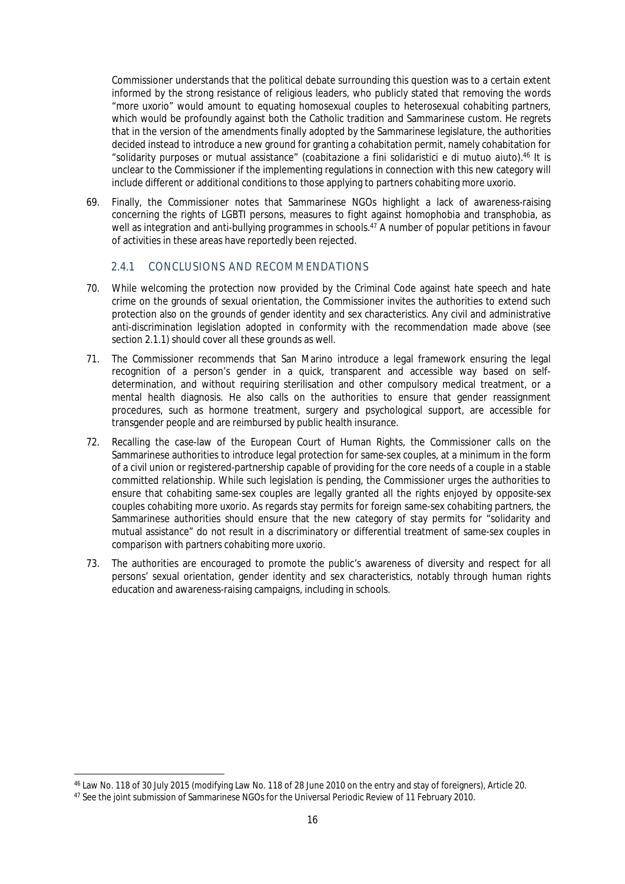Commissioner understands that the political debate surrounding this question was to a certain extent informed by the strong resistance of religious leaders, who publicly stated that removing the words "more uxorio" would amount to equating homosexual couples to heterosexual cohabiting partners, which would be profoundly against both the Catholic tradition and Sammarinese custom. He regrets that in the version of the amendments finally adopted by the Sammarinese legislature, the authorities decided instead to introduce a new ground for granting a cohabitation permit, namely cohabitation for "solidarity purposes or mutual assistance" (*coabitazione a fini solidaristici e di mutuo aiuto*).[46] It is unclear to the Commissioner if the implementing regulations in connection with this new category will include different or additional conditions to those applying to partners cohabiting more uxorio.

69. Finally, the Commissioner notes that Sammarinese NGOs highlight a lack of awareness-raising concerning the rights of LGBTI persons, measures to fight against homophobia and transphobia, as well as integration and anti-bullying programmes in schools.[47] A number of popular petitions in favour of activities in these areas have reportedly been rejected.

### 2.4.1 CONCLUSIONS AND RECOMMENDATIONS

70. While welcoming the protection now provided by the Criminal Code against hate speech and hate crime on the grounds of sexual orientation, the Commissioner invites the authorities to extend such protection also on the grounds of gender identity and sex characteristics. Any civil and administrative anti-discrimination legislation adopted in conformity with the recommendation made above (see section 2.1.1) should cover all these grounds as well.

71. The Commissioner recommends that San Marino introduce a legal framework ensuring the legal recognition of a person's gender in a quick, transparent and accessible way based on self-determination, and without requiring sterilisation and other compulsory medical treatment, or a mental health diagnosis. He also calls on the authorities to ensure that gender reassignment procedures, such as hormone treatment, surgery and psychological support, are accessible for transgender people and are reimbursed by public health insurance.

72. Recalling the case-law of the European Court of Human Rights, the Commissioner calls on the Sammarinese authorities to introduce legal protection for same-sex couples, at a minimum in the form of a civil union or registered-partnership capable of providing for the core needs of a couple in a stable committed relationship. While such legislation is pending, the Commissioner urges the authorities to ensure that cohabiting same-sex couples are legally granted all the rights enjoyed by opposite-sex couples cohabiting more uxorio. As regards stay permits for foreign same-sex cohabiting partners, the Sammarinese authorities should ensure that the new category of stay permits for "solidarity and mutual assistance" do not result in a discriminatory or differential treatment of same-sex couples in comparison with partners cohabiting more uxorio.

73. The authorities are encouraged to promote the public's awareness of diversity and respect for all persons' sexual orientation, gender identity and sex characteristics, notably through human rights education and awareness-raising campaigns, including in schools.

---

[46] Law No. 118 of 30 July 2015 (modifying Law No. 118 of 28 June 2010 on the entry and stay of foreigners), Article 20.

[47] See the joint submission of Sammarinese NGOs for the Universal Periodic Review of 11 February 2010.